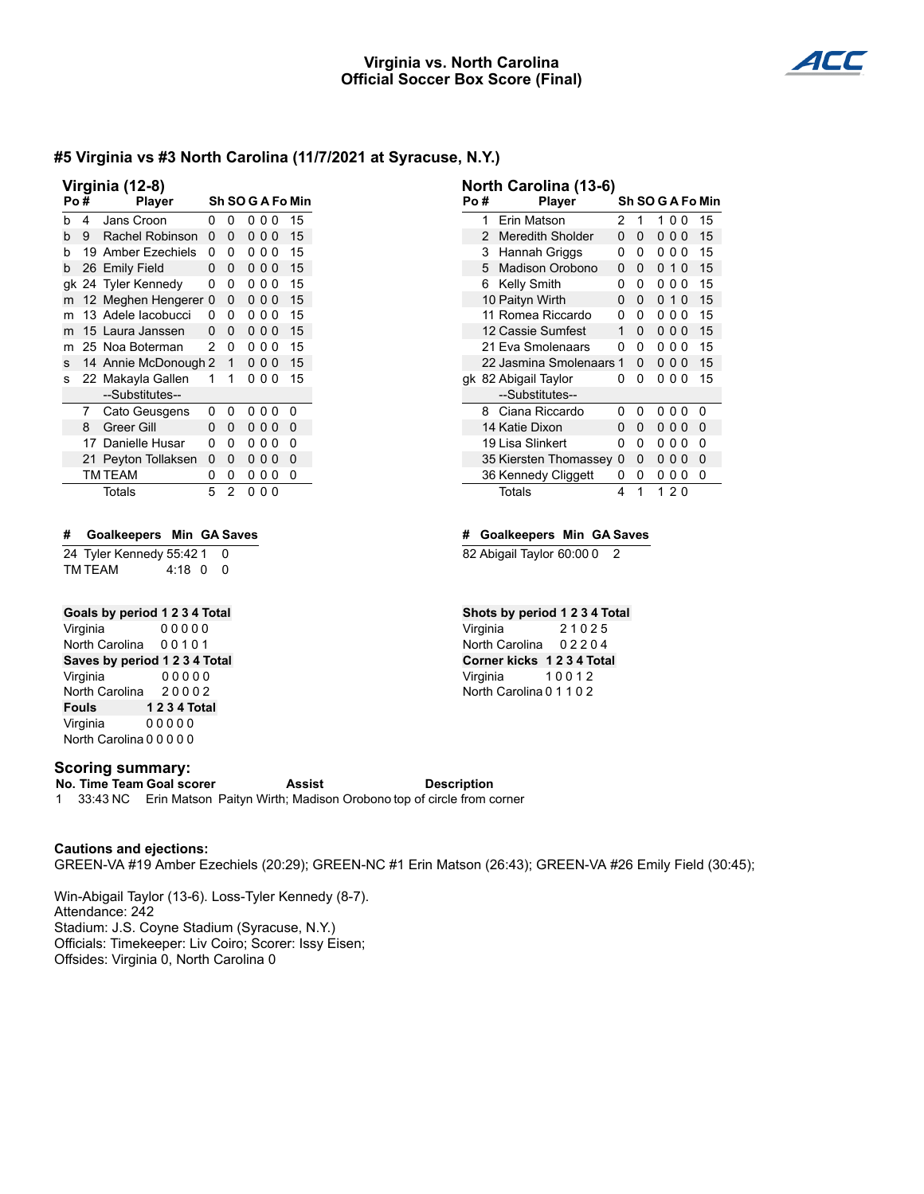# Virginia vs. North Carolina
## Official Soccer Box Score (Final)

### #5 Virginia vs #3 North Carolina (11/7/2021 at Syracuse, N.Y.)

**Virginia (12-8)**

| Po | # | Player | Sh | SO | G | A | Fo | Min |
|---|---|---|---|---|---|---|---|---|
| b | 4 | Jans Croon | 0 | 0 | 0 | 0 | 0 | 15 |
| b | 9 | Rachel Robinson | 0 | 0 | 0 | 0 | 0 | 15 |
| b | 19 | Amber Ezechiels | 0 | 0 | 0 | 0 | 0 | 15 |
| b | 26 | Emily Field | 0 | 0 | 0 | 0 | 0 | 15 |
| gk | 24 | Tyler Kennedy | 0 | 0 | 0 | 0 | 0 | 15 |
| m | 12 | Meghen Hengerer | 0 | 0 | 0 | 0 | 0 | 15 |
| m | 13 | Adele Iacobucci | 0 | 0 | 0 | 0 | 0 | 15 |
| m | 15 | Laura Janssen | 0 | 0 | 0 | 0 | 0 | 15 |
| m | 25 | Noa Boterman | 2 | 0 | 0 | 0 | 0 | 15 |
| s | 14 | Annie McDonough | 2 | 1 | 0 | 0 | 0 | 15 |
| s | 22 | Makayla Gallen | 1 | 1 | 0 | 0 | 0 | 15 |
| | | --Substitutes-- | | | | | | |
| | 7 | Cato Geusgens | 0 | 0 | 0 | 0 | 0 | 0 |
| | 8 | Greer Gill | 0 | 0 | 0 | 0 | 0 | 0 |
| | 17 | Danielle Husar | 0 | 0 | 0 | 0 | 0 | 0 |
| | 21 | Peyton Tollaksen | 0 | 0 | 0 | 0 | 0 | 0 |
| | TM | TEAM | 0 | 0 | 0 | 0 | 0 | 0 |
| | | Totals | 5 | 2 | 0 | 0 | 0 | |

**North Carolina (13-6)**

| Po | # | Player | Sh | SO | G | A | Fo | Min |
|---|---|---|---|---|---|---|---|---|
| | 1 | Erin Matson | 2 | 1 | 1 | 0 | 0 | 15 |
| | 2 | Meredith Sholder | 0 | 0 | 0 | 0 | 0 | 15 |
| | 3 | Hannah Griggs | 0 | 0 | 0 | 0 | 0 | 15 |
| | 5 | Madison Orobono | 0 | 0 | 0 | 1 | 0 | 15 |
| | 6 | Kelly Smith | 0 | 0 | 0 | 0 | 0 | 15 |
| | 10 | Paityn Wirth | 0 | 0 | 0 | 1 | 0 | 15 |
| | 11 | Romea Riccardo | 0 | 0 | 0 | 0 | 0 | 15 |
| | 12 | Cassie Sumfest | 1 | 0 | 0 | 0 | 0 | 15 |
| | 21 | Eva Smolenaars | 0 | 0 | 0 | 0 | 0 | 15 |
| | 22 | Jasmina Smolenaars | 1 | 0 | 0 | 0 | 0 | 15 |
| gk | 82 | Abigail Taylor | 0 | 0 | 0 | 0 | 0 | 15 |
| | | --Substitutes-- | | | | | | |
| | 8 | Ciana Riccardo | 0 | 0 | 0 | 0 | 0 | 0 |
| | 14 | Katie Dixon | 0 | 0 | 0 | 0 | 0 | 0 |
| | 19 | Lisa Slinkert | 0 | 0 | 0 | 0 | 0 | 0 |
| | 35 | Kiersten Thomassey | 0 | 0 | 0 | 0 | 0 | 0 |
| | 36 | Kennedy Cliggett | 0 | 0 | 0 | 0 | 0 | 0 |
| | | Totals | 4 | 1 | 1 | 2 | 0 | |

| # | Goalkeepers | Min | GA | Saves |
|---|---|---|---|---|
| 24 | Tyler Kennedy | 55:42 | 1 | 0 |
| TM | TEAM | 4:18 | 0 | 0 |

| # | Goalkeepers | Min | GA | Saves |
|---|---|---|---|---|
| 82 | Abigail Taylor | 60:00 | 0 | 2 |

| Goals by period | 1 | 2 | 3 | 4 | Total |
|---|---|---|---|---|---|
| Virginia | 0 | 0 | 0 | 0 | 0 |
| North Carolina | 0 | 0 | 1 | 0 | 1 |

| Saves by period | 1 | 2 | 3 | 4 | Total |
|---|---|---|---|---|---|
| Virginia | 0 | 0 | 0 | 0 | 0 |
| North Carolina | 2 | 0 | 0 | 0 | 2 |

| Fouls | 1 | 2 | 3 | 4 | Total |
|---|---|---|---|---|---|
| Virginia | 0 | 0 | 0 | 0 | 0 |
| North Carolina | 0 | 0 | 0 | 0 | 0 |

| Shots by period | 1 | 2 | 3 | 4 | Total |
|---|---|---|---|---|---|
| Virginia | 2 | 1 | 0 | 2 | 5 |
| North Carolina | 0 | 2 | 2 | 0 | 4 |

| Corner kicks | 1 | 2 | 3 | 4 | Total |
|---|---|---|---|---|---|
| Virginia | 1 | 0 | 0 | 1 | 2 |
| North Carolina | 0 | 1 | 1 | 0 | 2 |

### Scoring summary:

| No. | Time | Team | Goal scorer | Assist | Description |
|---|---|---|---|---|---|
| 1 | 33:43 | NC | Erin Matson | Paityn Wirth; Madison Orobono | top of circle from corner |

### Cautions and ejections:

GREEN-VA #19 Amber Ezechiels (20:29); GREEN-NC #1 Erin Matson (26:43); GREEN-VA #26 Emily Field (30:45);

Win-Abigail Taylor (13-6). Loss-Tyler Kennedy (8-7).
Attendance: 242
Stadium: J.S. Coyne Stadium (Syracuse, N.Y.)
Officials: Timekeeper: Liv Coiro; Scorer: Issy Eisen;
Offsides: Virginia 0, North Carolina 0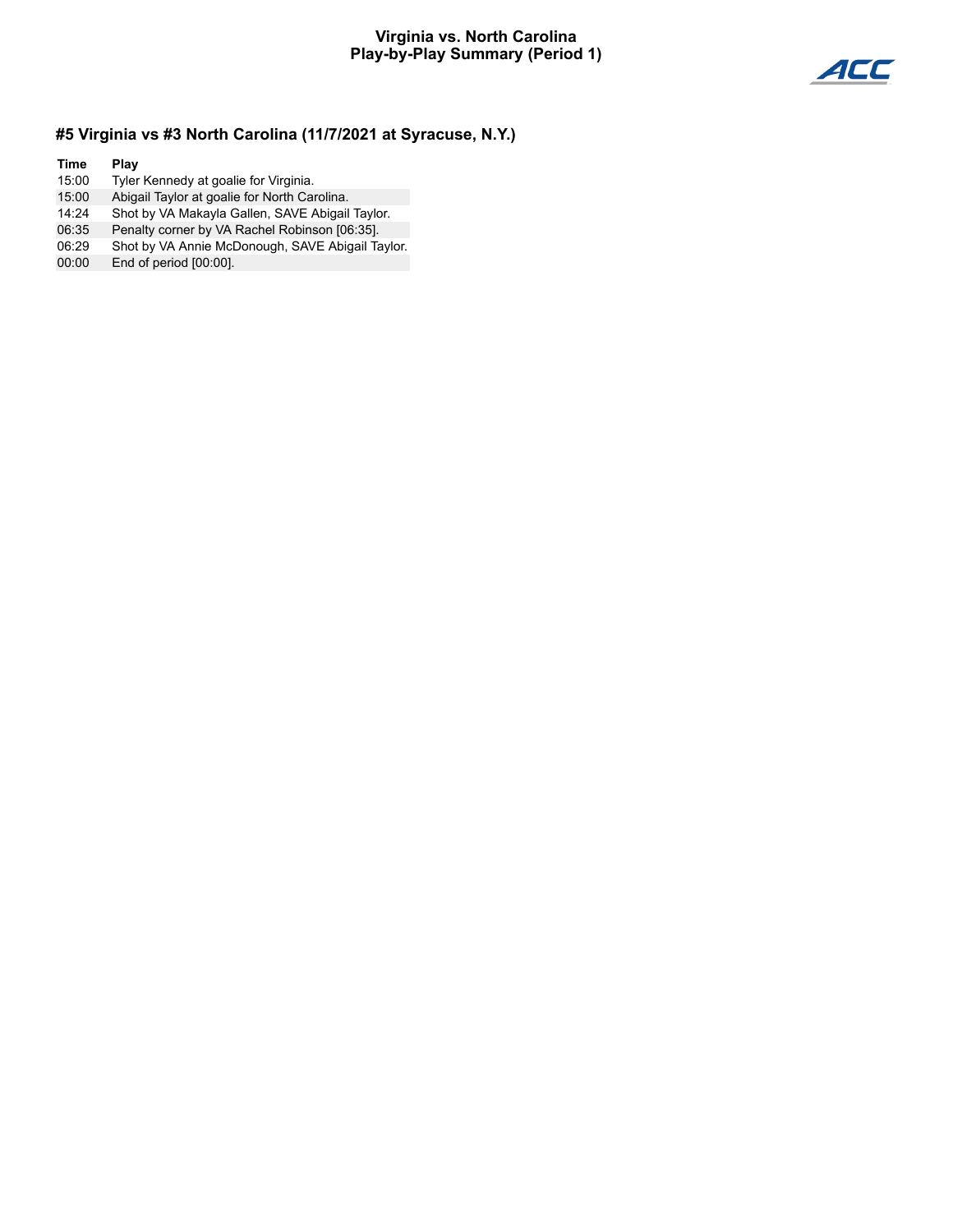# Virginia vs. North Carolina
## Play-by-Play Summary (Period 1)

### #5 Virginia vs #3 North Carolina (11/7/2021 at Syracuse, N.Y.)

| Time | Play |
| --- | --- |
| 15:00 | Tyler Kennedy at goalie for Virginia. |
| 15:00 | Abigail Taylor at goalie for North Carolina. |
| 14:24 | Shot by VA Makayla Gallen, SAVE Abigail Taylor. |
| 06:35 | Penalty corner by VA Rachel Robinson [06:35]. |
| 06:29 | Shot by VA Annie McDonough, SAVE Abigail Taylor. |
| 00:00 | End of period [00:00]. |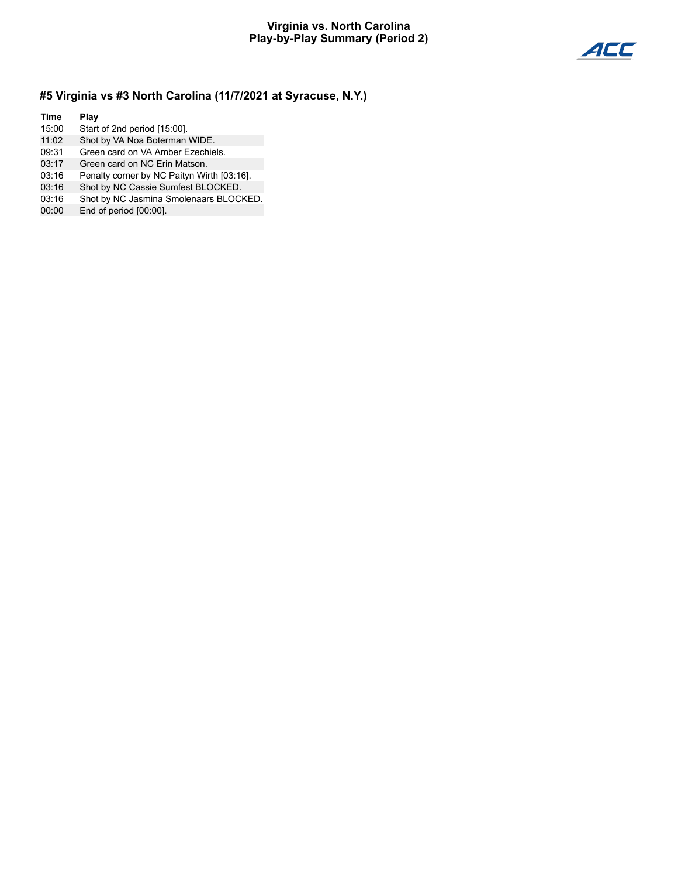# Virginia vs. North Carolina
## Play-by-Play Summary (Period 2)

### #5 Virginia vs #3 North Carolina (11/7/2021 at Syracuse, N.Y.)

| Time | Play |
|---|---|
| 15:00 | Start of 2nd period [15:00]. |
| 11:02 | Shot by VA Noa Boterman WIDE. |
| 09:31 | Green card on VA Amber Ezechiels. |
| 03:17 | Green card on NC Erin Matson. |
| 03:16 | Penalty corner by NC Paityn Wirth [03:16]. |
| 03:16 | Shot by NC Cassie Sumfest BLOCKED. |
| 03:16 | Shot by NC Jasmina Smolenaars BLOCKED. |
| 00:00 | End of period [00:00]. |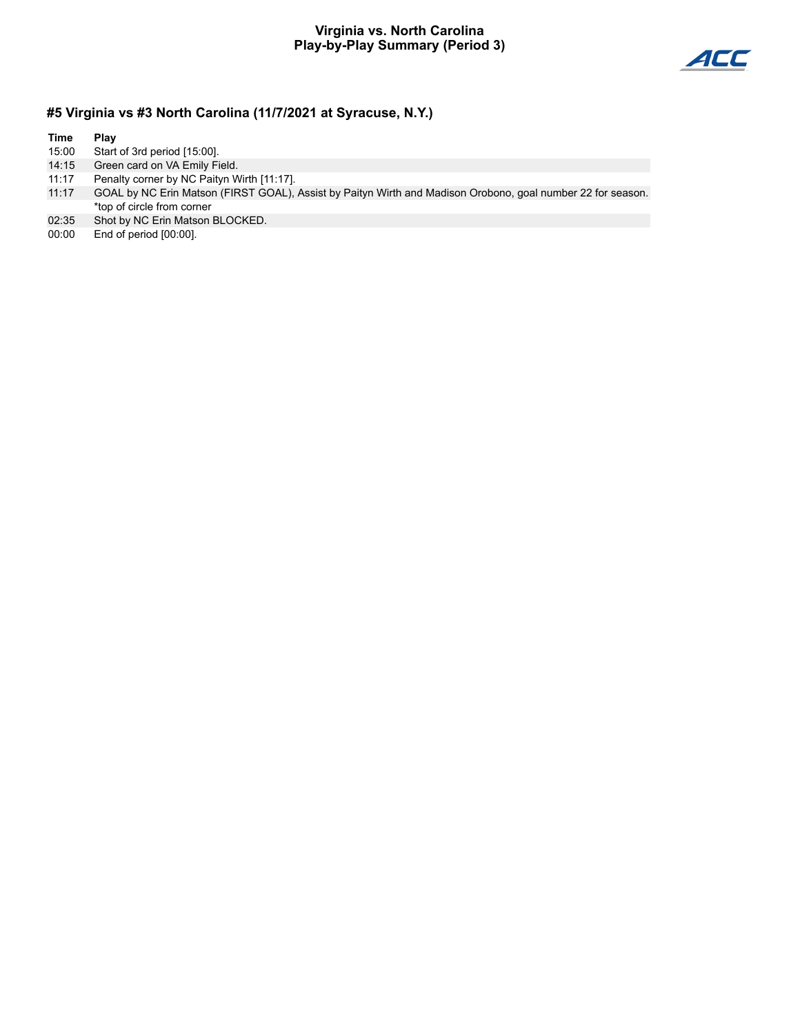# Virginia vs. North Carolina
## Play-by-Play Summary (Period 3)

### #5 Virginia vs #3 North Carolina (11/7/2021 at Syracuse, N.Y.)

| Time | Play |
|---|---|
| 15:00 | Start of 3rd period [15:00]. |
| 14:15 | Green card on VA Emily Field. |
| 11:17 | Penalty corner by NC Paityn Wirth [11:17]. |
| 11:17 | GOAL by NC Erin Matson (FIRST GOAL), Assist by Paityn Wirth and Madison Orobono, goal number 22 for season. *top of circle from corner |
| 02:35 | Shot by NC Erin Matson BLOCKED. |
| 00:00 | End of period [00:00]. |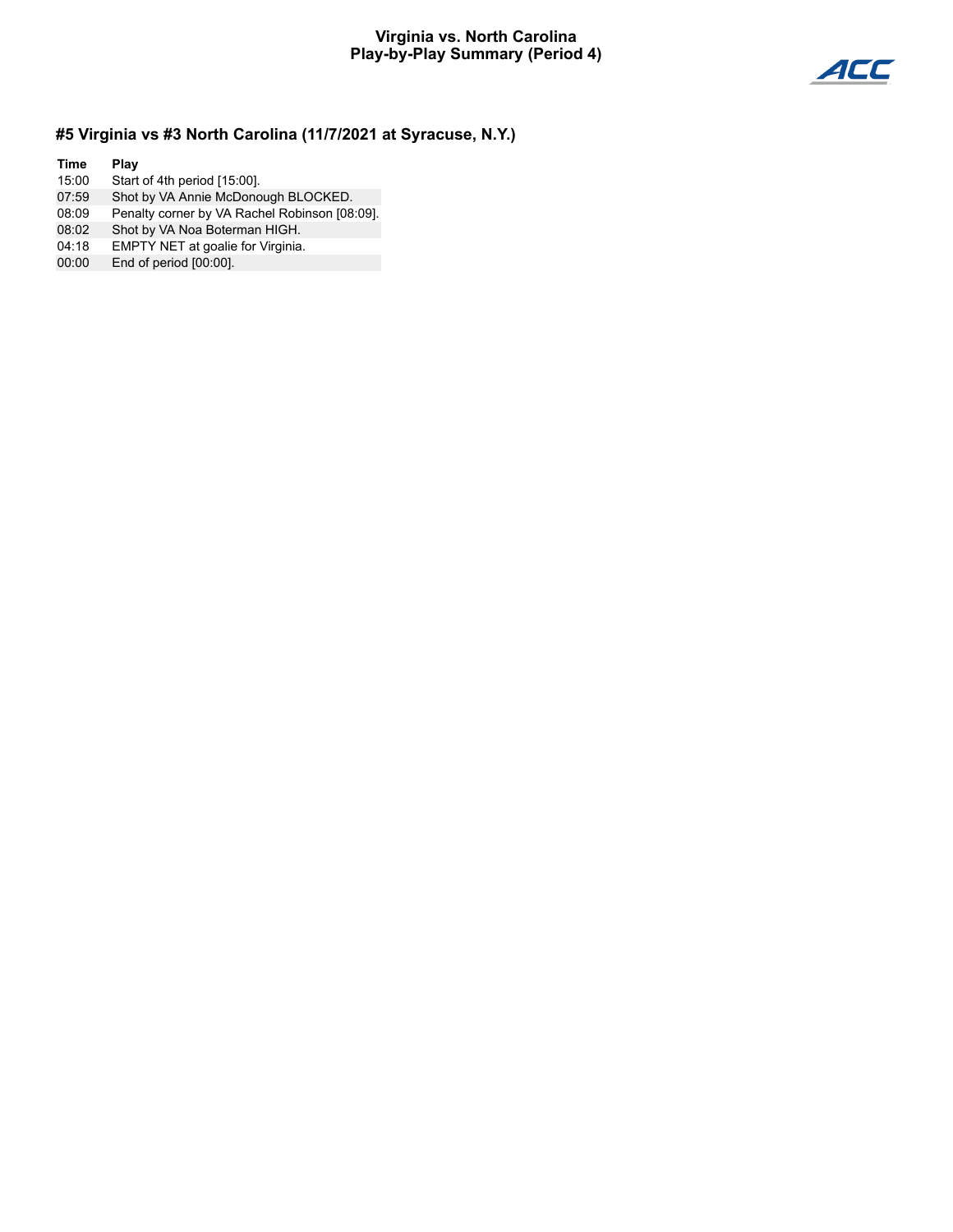# Virginia vs. North Carolina
## Play-by-Play Summary (Period 4)

### #5 Virginia vs #3 North Carolina (11/7/2021 at Syracuse, N.Y.)

| Time | Play |
|---|---|
| 15:00 | Start of 4th period [15:00]. |
| 07:59 | Shot by VA Annie McDonough BLOCKED. |
| 08:09 | Penalty corner by VA Rachel Robinson [08:09]. |
| 08:02 | Shot by VA Noa Boterman HIGH. |
| 04:18 | EMPTY NET at goalie for Virginia. |
| 00:00 | End of period [00:00]. |